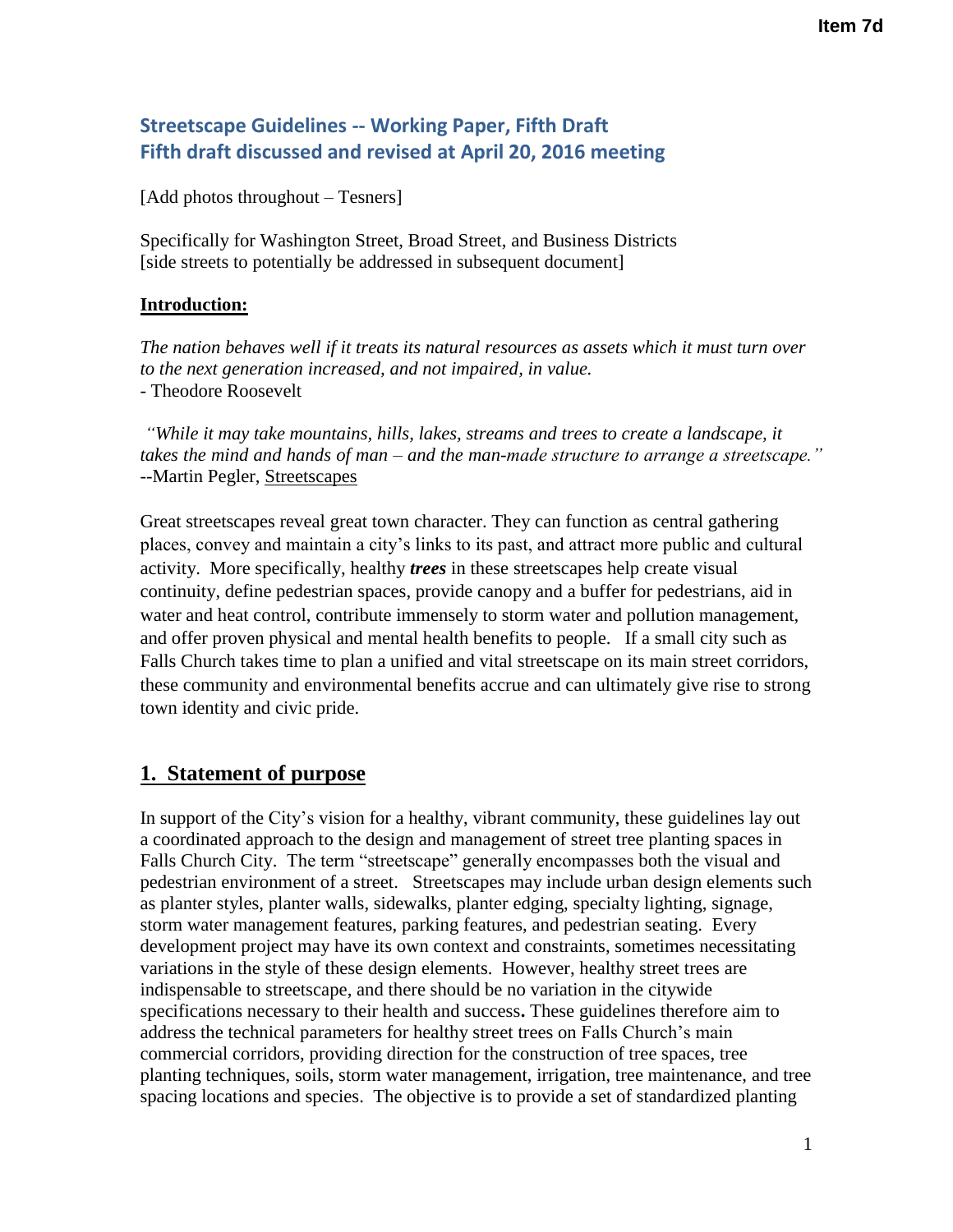Item 7d

## Streetscape Guidelines -- Working Paper, Fifth Draft
## Fifth draft discussed and revised at April 20, 2016 meeting

[Add photos throughout – Tesners]

Specifically for Washington Street, Broad Street, and Business Districts
[side streets to potentially be addressed in subsequent document]

**Introduction:**

*The nation behaves well if it treats its natural resources as assets which it must turn over to the next generation increased, and not impaired, in value.*
- Theodore Roosevelt

*"While it may take mountains, hills, lakes, streams and trees to create a landscape, it takes the mind and hands of man – and the man-made structure to arrange a streetscape."*
--Martin Pegler, Streetscapes

Great streetscapes reveal great town character. They can function as central gathering places, convey and maintain a city's links to its past, and attract more public and cultural activity. More specifically, healthy ***trees*** in these streetscapes help create visual continuity, define pedestrian spaces, provide canopy and a buffer for pedestrians, aid in water and heat control, contribute immensely to storm water and pollution management, and offer proven physical and mental health benefits to people. If a small city such as Falls Church takes time to plan a unified and vital streetscape on its main street corridors, these community and environmental benefits accrue and can ultimately give rise to strong town identity and civic pride.

## 1. Statement of purpose

In support of the City's vision for a healthy, vibrant community, these guidelines lay out a coordinated approach to the design and management of street tree planting spaces in Falls Church City. The term "streetscape" generally encompasses both the visual and pedestrian environment of a street. Streetscapes may include urban design elements such as planter styles, planter walls, sidewalks, planter edging, specialty lighting, signage, storm water management features, parking features, and pedestrian seating. Every development project may have its own context and constraints, sometimes necessitating variations in the style of these design elements. However, healthy street trees are indispensable to streetscape, and there should be no variation in the citywide specifications necessary to their health and success**.** These guidelines therefore aim to address the technical parameters for healthy street trees on Falls Church's main commercial corridors, providing direction for the construction of tree spaces, tree planting techniques, soils, storm water management, irrigation, tree maintenance, and tree spacing locations and species. The objective is to provide a set of standardized planting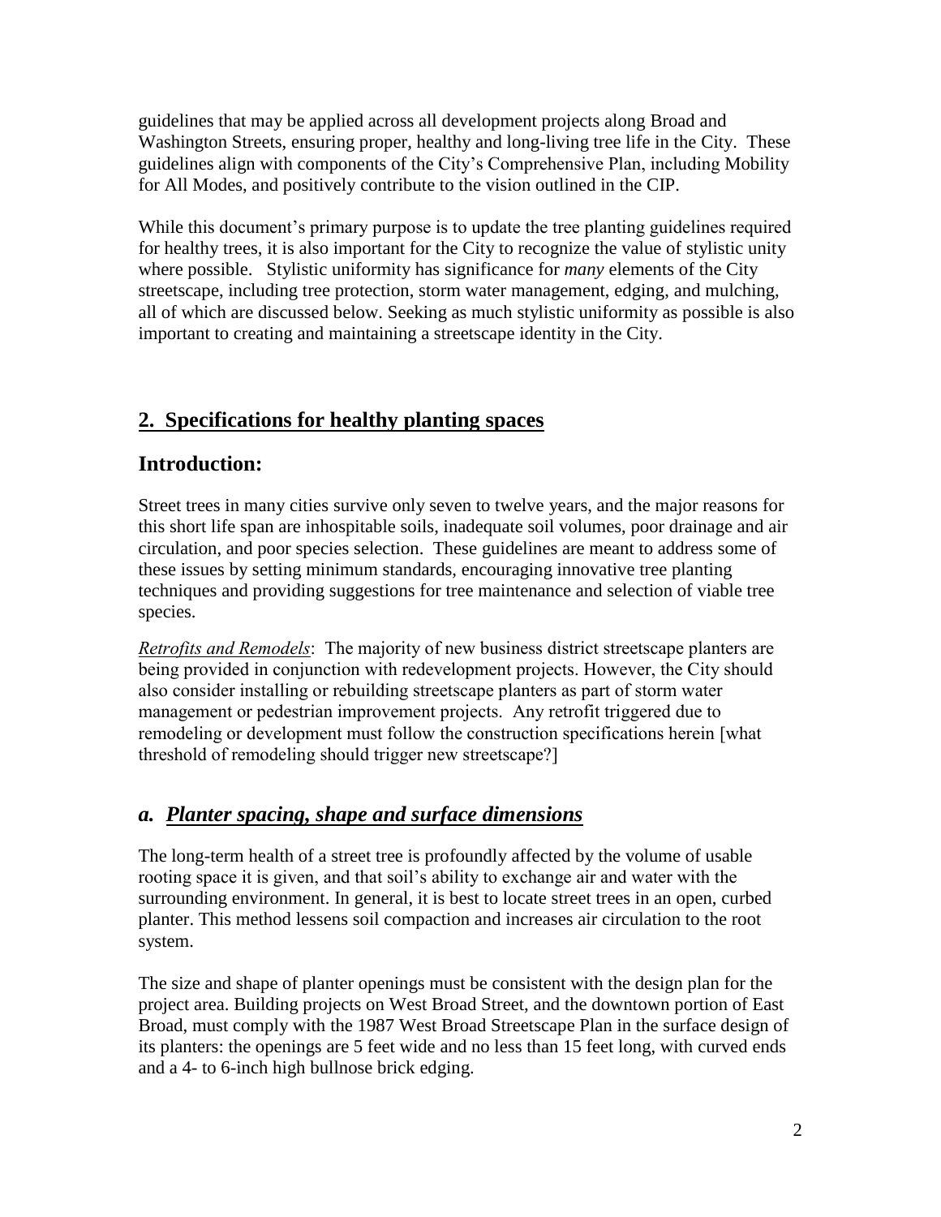guidelines that may be applied across all development projects along Broad and Washington Streets, ensuring proper, healthy and long-living tree life in the City. These guidelines align with components of the City's Comprehensive Plan, including Mobility for All Modes, and positively contribute to the vision outlined in the CIP.

While this document's primary purpose is to update the tree planting guidelines required for healthy trees, it is also important for the City to recognize the value of stylistic unity where possible. Stylistic uniformity has significance for *many* elements of the City streetscape, including tree protection, storm water management, edging, and mulching, all of which are discussed below. Seeking as much stylistic uniformity as possible is also important to creating and maintaining a streetscape identity in the City.

## 2. Specifications for healthy planting spaces

## Introduction:

Street trees in many cities survive only seven to twelve years, and the major reasons for this short life span are inhospitable soils, inadequate soil volumes, poor drainage and air circulation, and poor species selection. These guidelines are meant to address some of these issues by setting minimum standards, encouraging innovative tree planting techniques and providing suggestions for tree maintenance and selection of viable tree species.

*Retrofits and Remodels*: The majority of new business district streetscape planters are being provided in conjunction with redevelopment projects. However, the City should also consider installing or rebuilding streetscape planters as part of storm water management or pedestrian improvement projects. Any retrofit triggered due to remodeling or development must follow the construction specifications herein [what threshold of remodeling should trigger new streetscape?]

### *a. Planter spacing, shape and surface dimensions*

The long-term health of a street tree is profoundly affected by the volume of usable rooting space it is given, and that soil's ability to exchange air and water with the surrounding environment. In general, it is best to locate street trees in an open, curbed planter. This method lessens soil compaction and increases air circulation to the root system.

The size and shape of planter openings must be consistent with the design plan for the project area. Building projects on West Broad Street, and the downtown portion of East Broad, must comply with the 1987 West Broad Streetscape Plan in the surface design of its planters: the openings are 5 feet wide and no less than 15 feet long, with curved ends and a 4- to 6-inch high bullnose brick edging.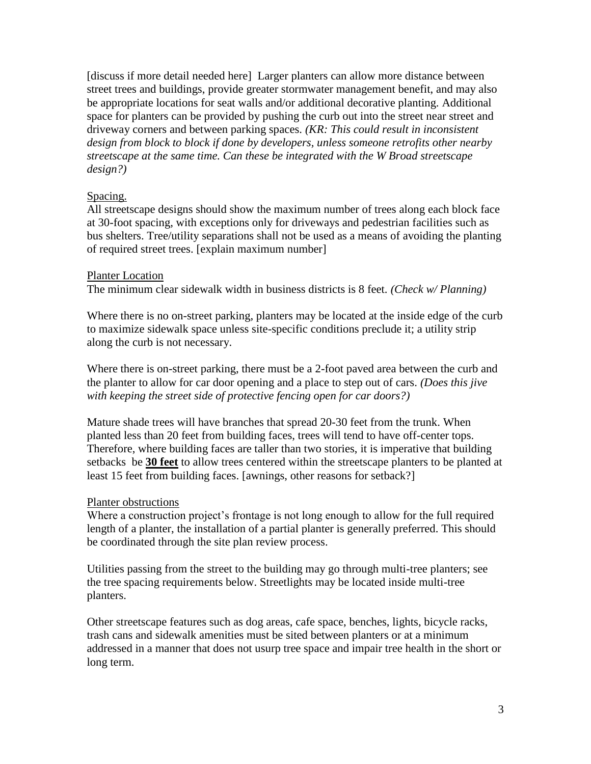[discuss if more detail needed here] Larger planters can allow more distance between street trees and buildings, provide greater stormwater management benefit, and may also be appropriate locations for seat walls and/or additional decorative planting. Additional space for planters can be provided by pushing the curb out into the street near street and driveway corners and between parking spaces. *(KR: This could result in inconsistent design from block to block if done by developers, unless someone retrofits other nearby streetscape at the same time. Can these be integrated with the W Broad streetscape design?)*

<u>Spacing.</u>

All streetscape designs should show the maximum number of trees along each block face at 30-foot spacing, with exceptions only for driveways and pedestrian facilities such as bus shelters. Tree/utility separations shall not be used as a means of avoiding the planting of required street trees. [explain maximum number]

<u>Planter Location</u>

The minimum clear sidewalk width in business districts is 8 feet. *(Check w/ Planning)*

Where there is no on-street parking, planters may be located at the inside edge of the curb to maximize sidewalk space unless site-specific conditions preclude it; a utility strip along the curb is not necessary.

Where there is on-street parking, there must be a 2-foot paved area between the curb and the planter to allow for car door opening and a place to step out of cars. *(Does this jive with keeping the street side of protective fencing open for car doors?)*

Mature shade trees will have branches that spread 20-30 feet from the trunk. When planted less than 20 feet from building faces, trees will tend to have off-center tops. Therefore, where building faces are taller than two stories, it is imperative that building setbacks be **<u>30 feet</u>** to allow trees centered within the streetscape planters to be planted at least 15 feet from building faces. [awnings, other reasons for setback?]

<u>Planter obstructions</u>

Where a construction project's frontage is not long enough to allow for the full required length of a planter, the installation of a partial planter is generally preferred. This should be coordinated through the site plan review process.

Utilities passing from the street to the building may go through multi-tree planters; see the tree spacing requirements below. Streetlights may be located inside multi-tree planters.

Other streetscape features such as dog areas, cafe space, benches, lights, bicycle racks, trash cans and sidewalk amenities must be sited between planters or at a minimum addressed in a manner that does not usurp tree space and impair tree health in the short or long term.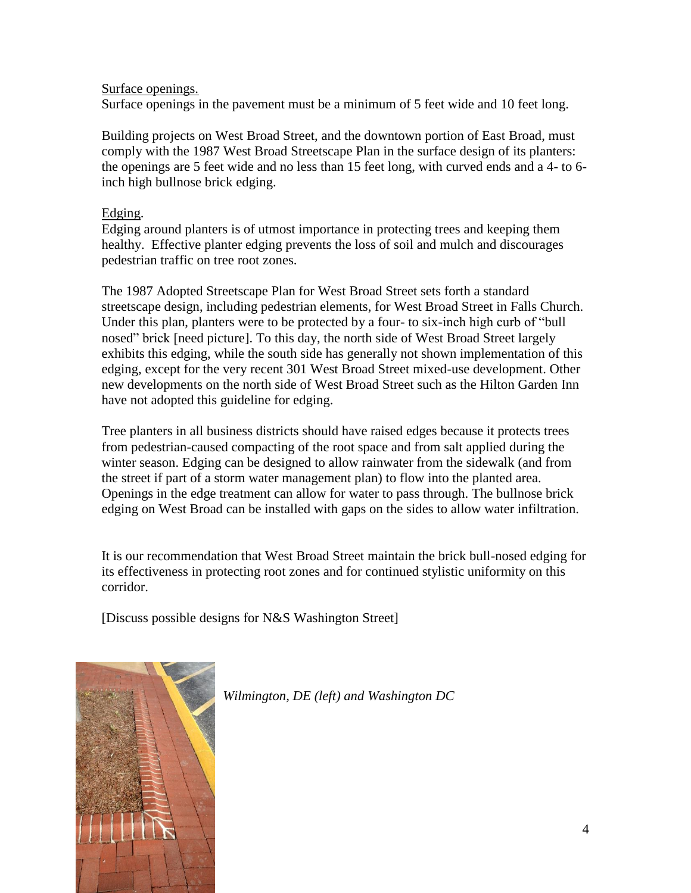Surface openings.

Surface openings in the pavement must be a minimum of 5 feet wide and 10 feet long.

Building projects on West Broad Street, and the downtown portion of East Broad, must comply with the 1987 West Broad Streetscape Plan in the surface design of its planters: the openings are 5 feet wide and no less than 15 feet long, with curved ends and a 4- to 6-inch high bullnose brick edging.

Edging.

Edging around planters is of utmost importance in protecting trees and keeping them healthy. Effective planter edging prevents the loss of soil and mulch and discourages pedestrian traffic on tree root zones.

The 1987 Adopted Streetscape Plan for West Broad Street sets forth a standard streetscape design, including pedestrian elements, for West Broad Street in Falls Church. Under this plan, planters were to be protected by a four- to six-inch high curb of "bull nosed" brick [need picture]. To this day, the north side of West Broad Street largely exhibits this edging, while the south side has generally not shown implementation of this edging, except for the very recent 301 West Broad Street mixed-use development. Other new developments on the north side of West Broad Street such as the Hilton Garden Inn have not adopted this guideline for edging.

Tree planters in all business districts should have raised edges because it protects trees from pedestrian-caused compacting of the root space and from salt applied during the winter season. Edging can be designed to allow rainwater from the sidewalk (and from the street if part of a storm water management plan) to flow into the planted area. Openings in the edge treatment can allow for water to pass through. The bullnose brick edging on West Broad can be installed with gaps on the sides to allow water infiltration.

It is our recommendation that West Broad Street maintain the brick bull-nosed edging for its effectiveness in protecting root zones and for continued stylistic uniformity on this corridor.

[Discuss possible designs for N&S Washington Street]

*Wilmington, DE (left) and Washington DC*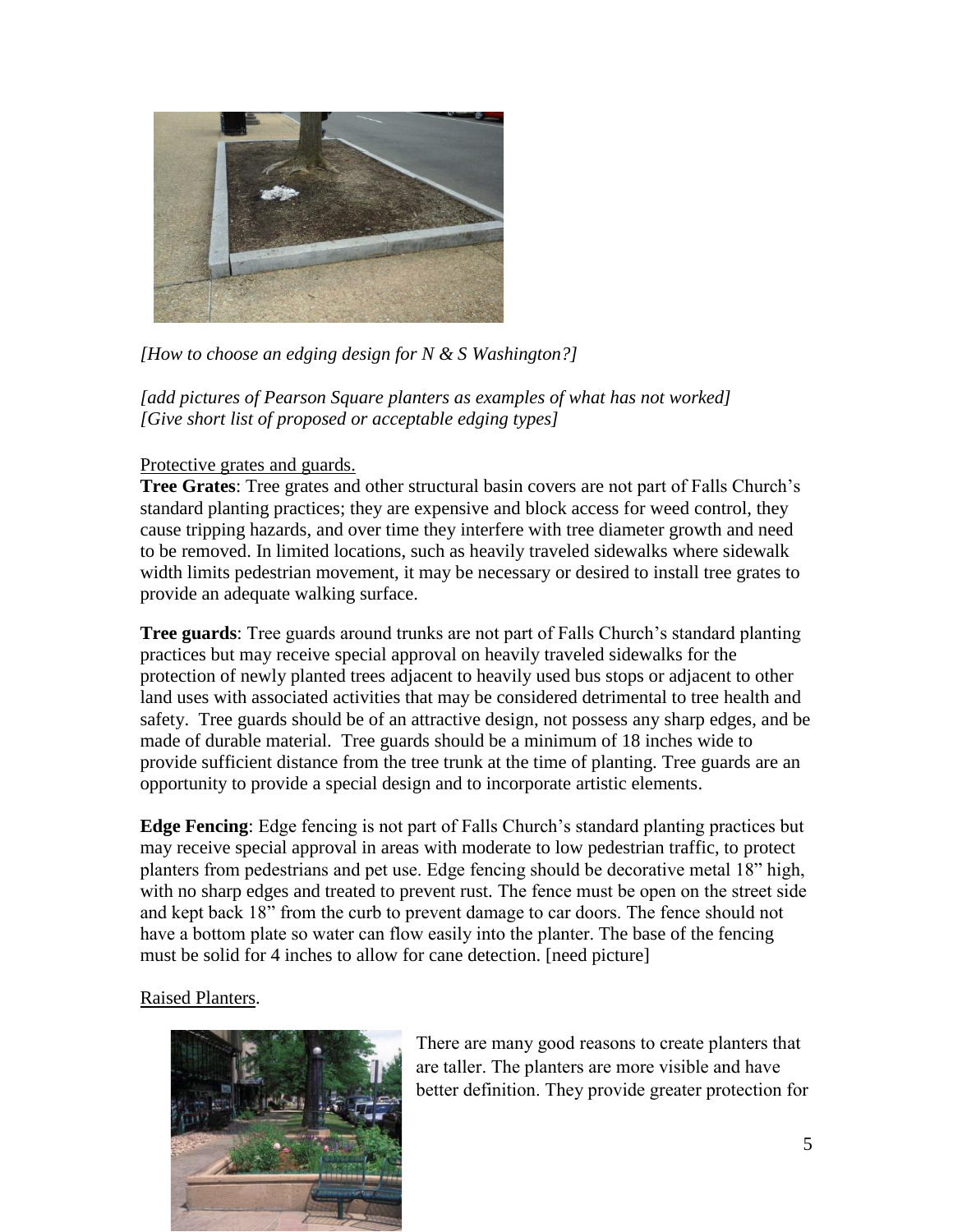*[How to choose an edging design for N & S Washington?]*

*[add pictures of Pearson Square planters as examples of what has not worked]*
*[Give short list of proposed or acceptable edging types]*

Protective grates and guards.

**Tree Grates**: Tree grates and other structural basin covers are not part of Falls Church's standard planting practices; they are expensive and block access for weed control, they cause tripping hazards, and over time they interfere with tree diameter growth and need to be removed. In limited locations, such as heavily traveled sidewalks where sidewalk width limits pedestrian movement, it may be necessary or desired to install tree grates to provide an adequate walking surface.

**Tree guards**: Tree guards around trunks are not part of Falls Church's standard planting practices but may receive special approval on heavily traveled sidewalks for the protection of newly planted trees adjacent to heavily used bus stops or adjacent to other land uses with associated activities that may be considered detrimental to tree health and safety. Tree guards should be of an attractive design, not possess any sharp edges, and be made of durable material. Tree guards should be a minimum of 18 inches wide to provide sufficient distance from the tree trunk at the time of planting. Tree guards are an opportunity to provide a special design and to incorporate artistic elements.

**Edge Fencing**: Edge fencing is not part of Falls Church's standard planting practices but may receive special approval in areas with moderate to low pedestrian traffic, to protect planters from pedestrians and pet use. Edge fencing should be decorative metal 18" high, with no sharp edges and treated to prevent rust. The fence must be open on the street side and kept back 18" from the curb to prevent damage to car doors. The fence should not have a bottom plate so water can flow easily into the planter. The base of the fencing must be solid for 4 inches to allow for cane detection. [need picture]

Raised Planters.

There are many good reasons to create planters that are taller. The planters are more visible and have better definition. They provide greater protection for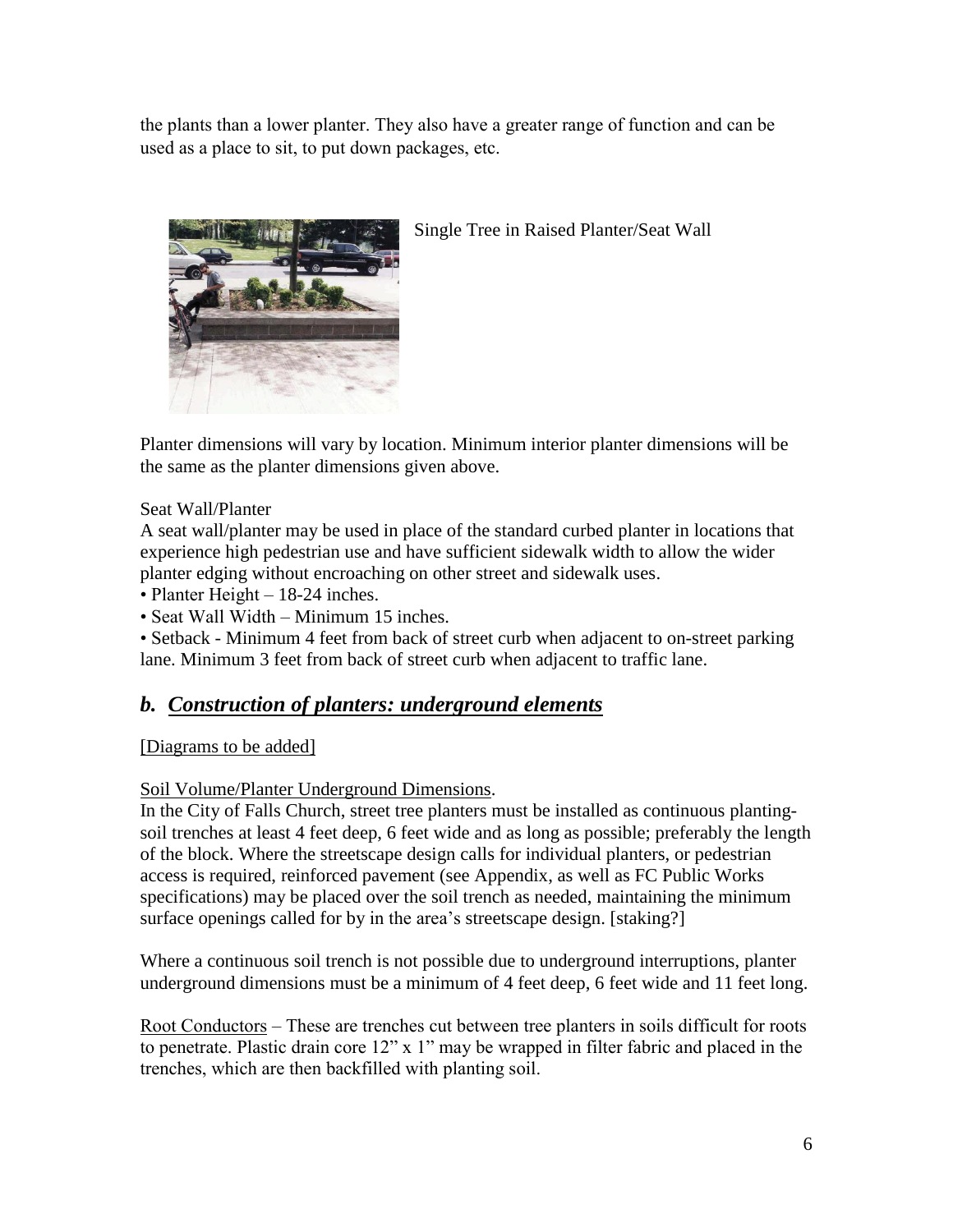the plants than a lower planter. They also have a greater range of function and can be used as a place to sit, to put down packages, etc.

Single Tree in Raised Planter/Seat Wall

Planter dimensions will vary by location. Minimum interior planter dimensions will be the same as the planter dimensions given above.

Seat Wall/Planter

A seat wall/planter may be used in place of the standard curbed planter in locations that experience high pedestrian use and have sufficient sidewalk width to allow the wider planter edging without encroaching on other street and sidewalk uses.

- Planter Height – 18-24 inches.
- Seat Wall Width – Minimum 15 inches.
- Setback - Minimum 4 feet from back of street curb when adjacent to on-street parking lane. Minimum 3 feet from back of street curb when adjacent to traffic lane.

## *b. Construction of planters: underground elements*

[Diagrams to be added]

Soil Volume/Planter Underground Dimensions.

In the City of Falls Church, street tree planters must be installed as continuous planting-soil trenches at least 4 feet deep, 6 feet wide and as long as possible; preferably the length of the block. Where the streetscape design calls for individual planters, or pedestrian access is required, reinforced pavement (see Appendix, as well as FC Public Works specifications) may be placed over the soil trench as needed, maintaining the minimum surface openings called for by in the area's streetscape design. [staking?]

Where a continuous soil trench is not possible due to underground interruptions, planter underground dimensions must be a minimum of 4 feet deep, 6 feet wide and 11 feet long.

Root Conductors – These are trenches cut between tree planters in soils difficult for roots to penetrate. Plastic drain core 12" x 1" may be wrapped in filter fabric and placed in the trenches, which are then backfilled with planting soil.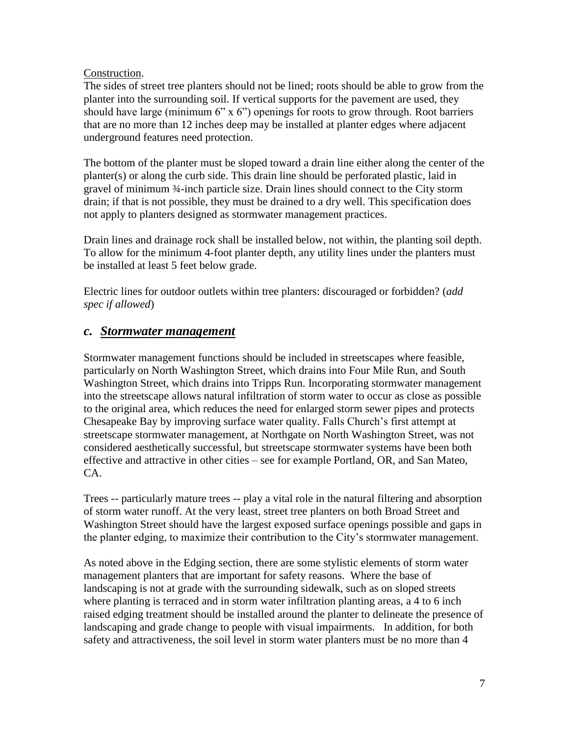<u>Construction</u>.

The sides of street tree planters should not be lined; roots should be able to grow from the planter into the surrounding soil. If vertical supports for the pavement are used, they should have large (minimum 6" x 6") openings for roots to grow through. Root barriers that are no more than 12 inches deep may be installed at planter edges where adjacent underground features need protection.

The bottom of the planter must be sloped toward a drain line either along the center of the planter(s) or along the curb side. This drain line should be perforated plastic, laid in gravel of minimum ¾-inch particle size. Drain lines should connect to the City storm drain; if that is not possible, they must be drained to a dry well. This specification does not apply to planters designed as stormwater management practices.

Drain lines and drainage rock shall be installed below, not within, the planting soil depth. To allow for the minimum 4-foot planter depth, any utility lines under the planters must be installed at least 5 feet below grade.

Electric lines for outdoor outlets within tree planters: discouraged or forbidden? (*add spec if allowed*)

### *c. <u>Stormwater management</u>*

Stormwater management functions should be included in streetscapes where feasible, particularly on North Washington Street, which drains into Four Mile Run, and South Washington Street, which drains into Tripps Run. Incorporating stormwater management into the streetscape allows natural infiltration of storm water to occur as close as possible to the original area, which reduces the need for enlarged storm sewer pipes and protects Chesapeake Bay by improving surface water quality. Falls Church's first attempt at streetscape stormwater management, at Northgate on North Washington Street, was not considered aesthetically successful, but streetscape stormwater systems have been both effective and attractive in other cities – see for example Portland, OR, and San Mateo, CA.

Trees -- particularly mature trees -- play a vital role in the natural filtering and absorption of storm water runoff. At the very least, street tree planters on both Broad Street and Washington Street should have the largest exposed surface openings possible and gaps in the planter edging, to maximize their contribution to the City's stormwater management.

As noted above in the Edging section, there are some stylistic elements of storm water management planters that are important for safety reasons. Where the base of landscaping is not at grade with the surrounding sidewalk, such as on sloped streets where planting is terraced and in storm water infiltration planting areas, a 4 to 6 inch raised edging treatment should be installed around the planter to delineate the presence of landscaping and grade change to people with visual impairments. In addition, for both safety and attractiveness, the soil level in storm water planters must be no more than 4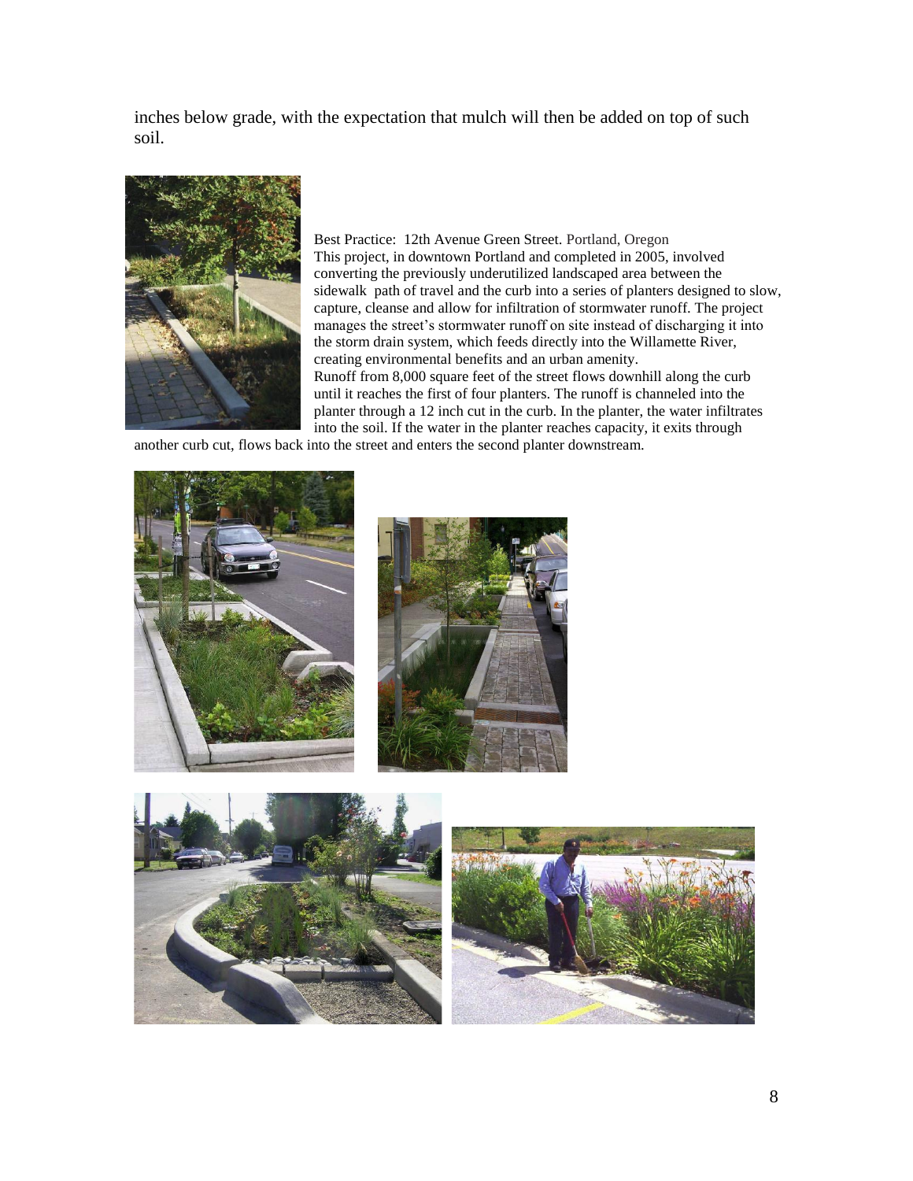inches below grade, with the expectation that mulch will then be added on top of such soil.

Best Practice: 12th Avenue Green Street. Portland, Oregon
This project, in downtown Portland and completed in 2005, involved converting the previously underutilized landscaped area between the sidewalk path of travel and the curb into a series of planters designed to slow, capture, cleanse and allow for infiltration of stormwater runoff. The project manages the street's stormwater runoff on site instead of discharging it into the storm drain system, which feeds directly into the Willamette River, creating environmental benefits and an urban amenity.
Runoff from 8,000 square feet of the street flows downhill along the curb until it reaches the first of four planters. The runoff is channeled into the planter through a 12 inch cut in the curb. In the planter, the water infiltrates into the soil. If the water in the planter reaches capacity, it exits through another curb cut, flows back into the street and enters the second planter downstream.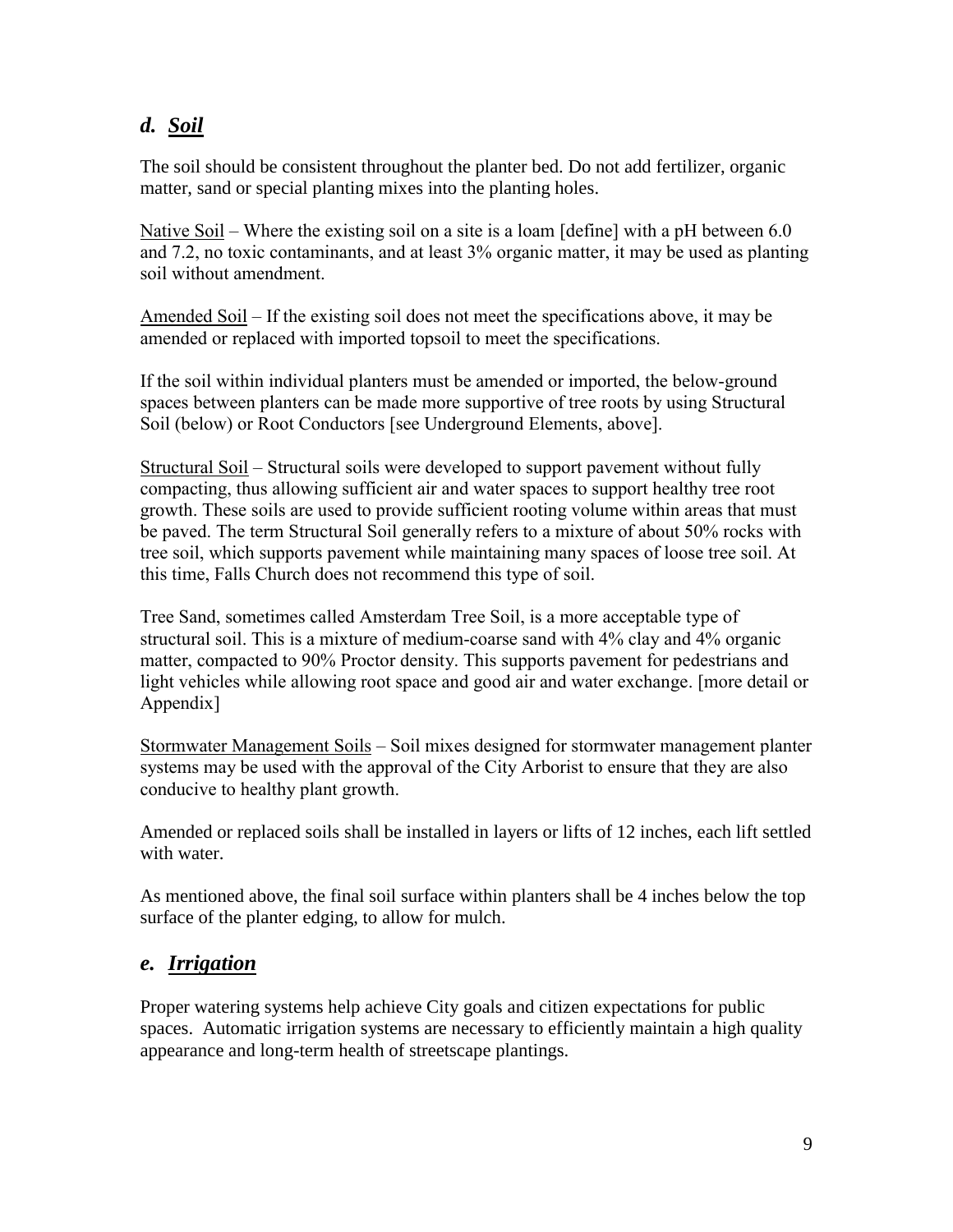## *d. Soil*

The soil should be consistent throughout the planter bed. Do not add fertilizer, organic matter, sand or special planting mixes into the planting holes.

Native Soil – Where the existing soil on a site is a loam [define] with a pH between 6.0 and 7.2, no toxic contaminants, and at least 3% organic matter, it may be used as planting soil without amendment.

Amended Soil – If the existing soil does not meet the specifications above, it may be amended or replaced with imported topsoil to meet the specifications.

If the soil within individual planters must be amended or imported, the below-ground spaces between planters can be made more supportive of tree roots by using Structural Soil (below) or Root Conductors [see Underground Elements, above].

Structural Soil – Structural soils were developed to support pavement without fully compacting, thus allowing sufficient air and water spaces to support healthy tree root growth. These soils are used to provide sufficient rooting volume within areas that must be paved. The term Structural Soil generally refers to a mixture of about 50% rocks with tree soil, which supports pavement while maintaining many spaces of loose tree soil. At this time, Falls Church does not recommend this type of soil.

Tree Sand, sometimes called Amsterdam Tree Soil, is a more acceptable type of structural soil. This is a mixture of medium-coarse sand with 4% clay and 4% organic matter, compacted to 90% Proctor density. This supports pavement for pedestrians and light vehicles while allowing root space and good air and water exchange. [more detail or Appendix]

Stormwater Management Soils – Soil mixes designed for stormwater management planter systems may be used with the approval of the City Arborist to ensure that they are also conducive to healthy plant growth.

Amended or replaced soils shall be installed in layers or lifts of 12 inches, each lift settled with water.

As mentioned above, the final soil surface within planters shall be 4 inches below the top surface of the planter edging, to allow for mulch.

## *e. Irrigation*

Proper watering systems help achieve City goals and citizen expectations for public spaces. Automatic irrigation systems are necessary to efficiently maintain a high quality appearance and long-term health of streetscape plantings.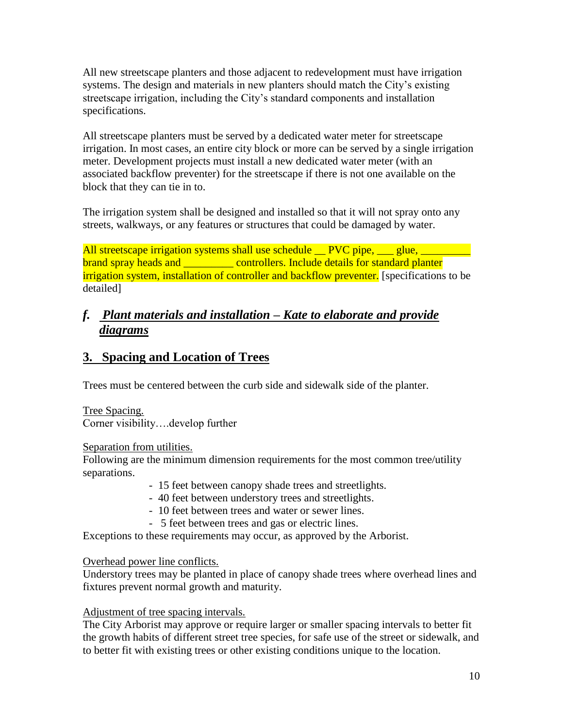All new streetscape planters and those adjacent to redevelopment must have irrigation systems. The design and materials in new planters should match the City's existing streetscape irrigation, including the City's standard components and installation specifications.

All streetscape planters must be served by a dedicated water meter for streetscape irrigation. In most cases, an entire city block or more can be served by a single irrigation meter. Development projects must install a new dedicated water meter (with an associated backflow preventer) for the streetscape if there is not one available on the block that they can tie in to.

The irrigation system shall be designed and installed so that it will not spray onto any streets, walkways, or any features or structures that could be damaged by water.

All streetscape irrigation systems shall use schedule __ PVC pipe, ___ glue, _________ brand spray heads and _________ controllers. Include details for standard planter irrigation system, installation of controller and backflow preventer. [specifications to be detailed]

### *f. Plant materials and installation – Kate to elaborate and provide diagrams*

## 3. Spacing and Location of Trees

Trees must be centered between the curb side and sidewalk side of the planter.

Tree Spacing.
Corner visibility….develop further

Separation from utilities.
Following are the minimum dimension requirements for the most common tree/utility separations.

- 15 feet between canopy shade trees and streetlights.
- 40 feet between understory trees and streetlights.
- 10 feet between trees and water or sewer lines.
- 5 feet between trees and gas or electric lines.

Exceptions to these requirements may occur, as approved by the Arborist.

Overhead power line conflicts.
Understory trees may be planted in place of canopy shade trees where overhead lines and fixtures prevent normal growth and maturity.

Adjustment of tree spacing intervals.
The City Arborist may approve or require larger or smaller spacing intervals to better fit the growth habits of different street tree species, for safe use of the street or sidewalk, and to better fit with existing trees or other existing conditions unique to the location.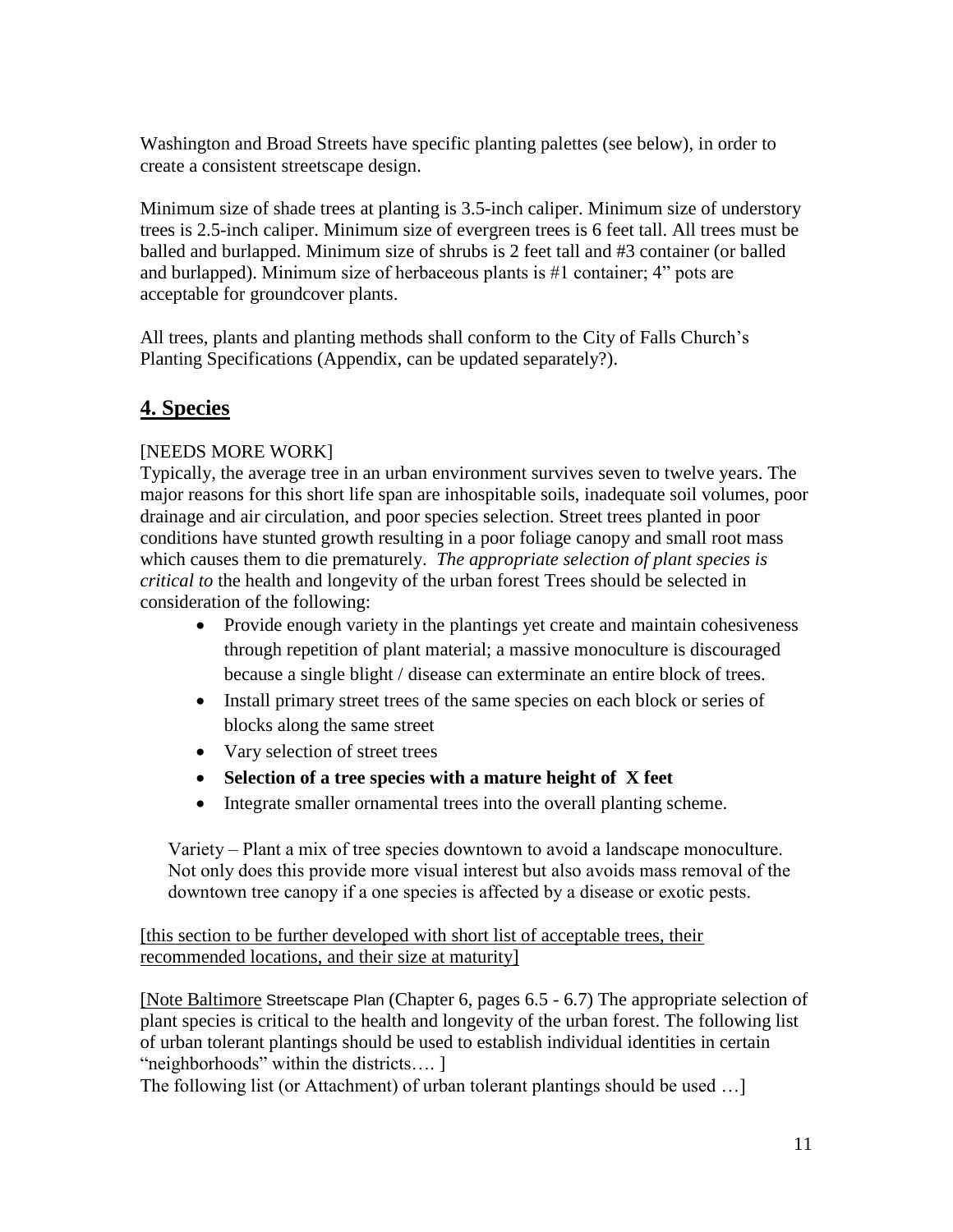Washington and Broad Streets have specific planting palettes (see below), in order to create a consistent streetscape design.

Minimum size of shade trees at planting is 3.5-inch caliper. Minimum size of understory trees is 2.5-inch caliper. Minimum size of evergreen trees is 6 feet tall. All trees must be balled and burlapped. Minimum size of shrubs is 2 feet tall and #3 container (or balled and burlapped). Minimum size of herbaceous plants is #1 container; 4" pots are acceptable for groundcover plants.

All trees, plants and planting methods shall conform to the City of Falls Church's Planting Specifications (Appendix, can be updated separately?).

## 4. Species

[NEEDS MORE WORK]

Typically, the average tree in an urban environment survives seven to twelve years. The major reasons for this short life span are inhospitable soils, inadequate soil volumes, poor drainage and air circulation, and poor species selection. Street trees planted in poor conditions have stunted growth resulting in a poor foliage canopy and small root mass which causes them to die prematurely. *The appropriate selection of plant species is critical to* the health and longevity of the urban forest Trees should be selected in consideration of the following:

- Provide enough variety in the plantings yet create and maintain cohesiveness through repetition of plant material; a massive monoculture is discouraged because a single blight / disease can exterminate an entire block of trees.
- Install primary street trees of the same species on each block or series of blocks along the same street
- Vary selection of street trees
- **Selection of a tree species with a mature height of X feet**
- Integrate smaller ornamental trees into the overall planting scheme.

Variety – Plant a mix of tree species downtown to avoid a landscape monoculture. Not only does this provide more visual interest but also avoids mass removal of the downtown tree canopy if a one species is affected by a disease or exotic pests.

[this section to be further developed with short list of acceptable trees, their recommended locations, and their size at maturity]

[Note Baltimore Streetscape Plan (Chapter 6, pages 6.5 - 6.7) The appropriate selection of plant species is critical to the health and longevity of the urban forest. The following list of urban tolerant plantings should be used to establish individual identities in certain "neighborhoods" within the districts…. ]

The following list (or Attachment) of urban tolerant plantings should be used …]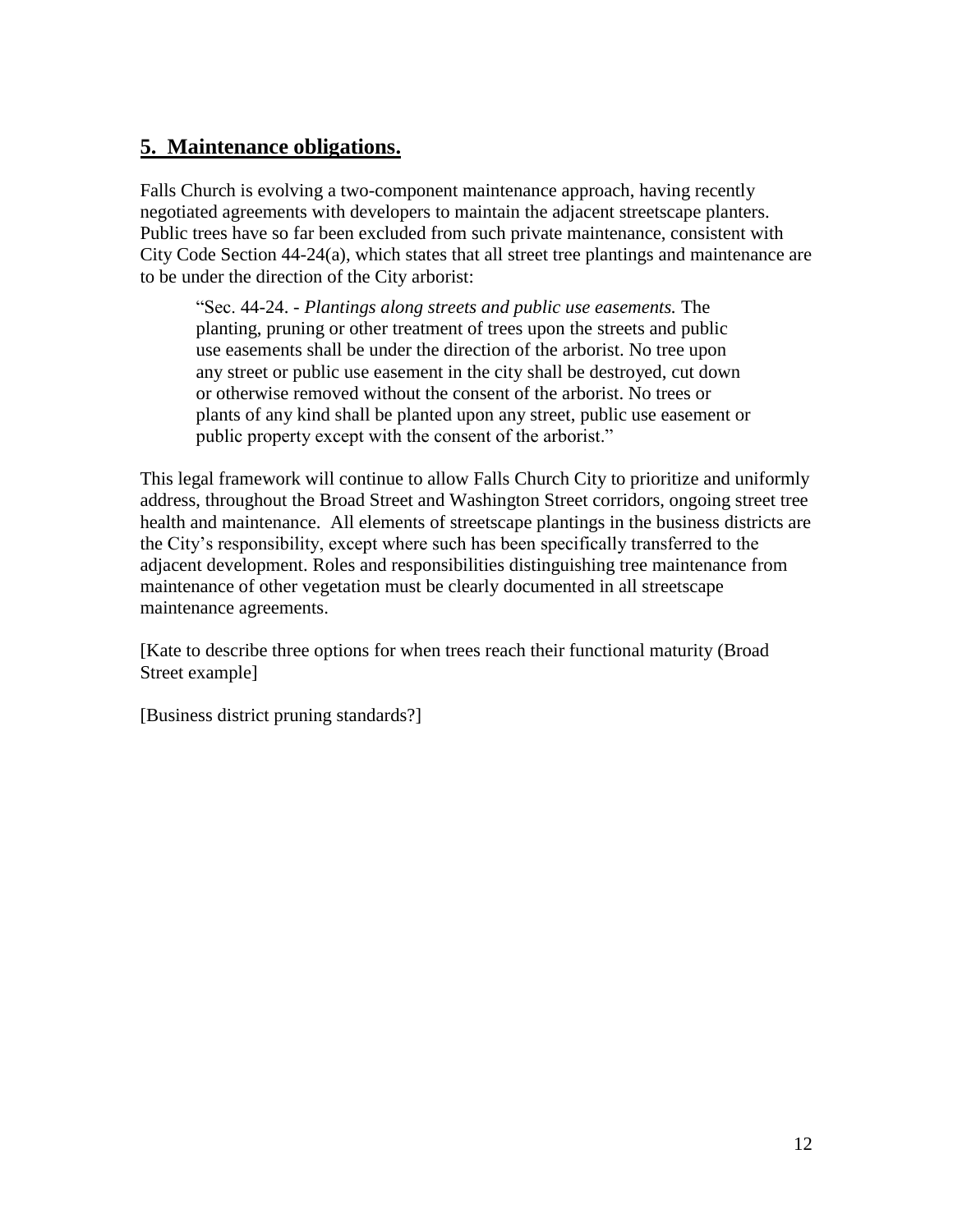## <u>5. Maintenance obligations.</u>

Falls Church is evolving a two-component maintenance approach, having recently negotiated agreements with developers to maintain the adjacent streetscape planters. Public trees have so far been excluded from such private maintenance, consistent with City Code Section 44-24(a), which states that all street tree plantings and maintenance are to be under the direction of the City arborist:

> "Sec. 44-24. - *Plantings along streets and public use easements.* The planting, pruning or other treatment of trees upon the streets and public use easements shall be under the direction of the arborist. No tree upon any street or public use easement in the city shall be destroyed, cut down or otherwise removed without the consent of the arborist. No trees or plants of any kind shall be planted upon any street, public use easement or public property except with the consent of the arborist."

This legal framework will continue to allow Falls Church City to prioritize and uniformly address, throughout the Broad Street and Washington Street corridors, ongoing street tree health and maintenance. All elements of streetscape plantings in the business districts are the City's responsibility, except where such has been specifically transferred to the adjacent development. Roles and responsibilities distinguishing tree maintenance from maintenance of other vegetation must be clearly documented in all streetscape maintenance agreements.

[Kate to describe three options for when trees reach their functional maturity (Broad Street example]

[Business district pruning standards?]